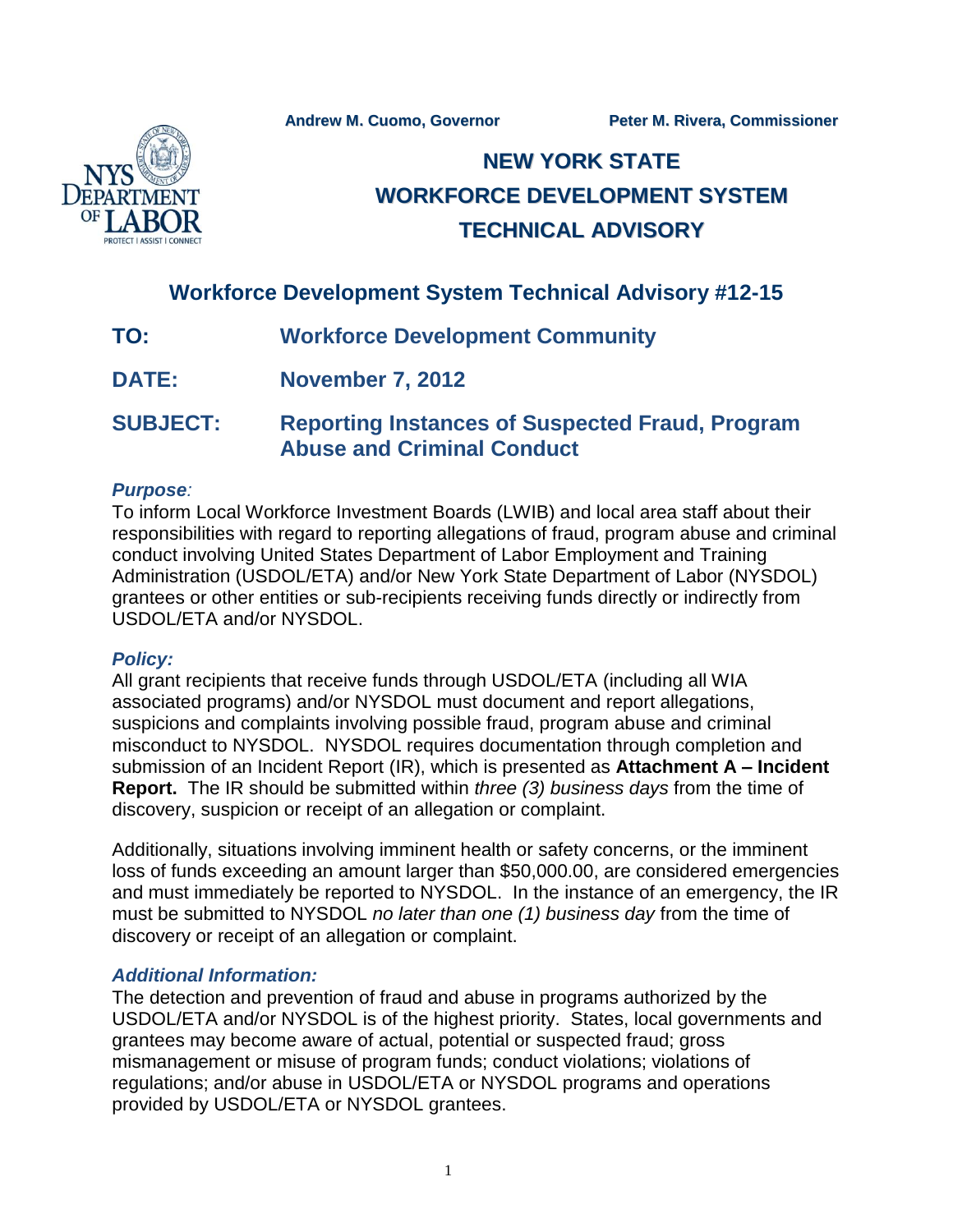Andrew M. Cuomo, Governor Peter M. Rivera, Commissioner

# NEW YORK STATE
# WORKFORCE DEVELOPMENT SYSTEM
# TECHNICAL ADVISORY

## Workforce Development System Technical Advisory #12-15

**TO:** **Workforce Development Community**

**DATE:** **November 7, 2012**

**SUBJECT:** **Reporting Instances of Suspected Fraud, Program Abuse and Criminal Conduct**

### *Purpose:*

To inform Local Workforce Investment Boards (LWIB) and local area staff about their responsibilities with regard to reporting allegations of fraud, program abuse and criminal conduct involving United States Department of Labor Employment and Training Administration (USDOL/ETA) and/or New York State Department of Labor (NYSDOL) grantees or other entities or sub-recipients receiving funds directly or indirectly from USDOL/ETA and/or NYSDOL.

### *Policy:*

All grant recipients that receive funds through USDOL/ETA (including all WIA associated programs) and/or NYSDOL must document and report allegations, suspicions and complaints involving possible fraud, program abuse and criminal misconduct to NYSDOL. NYSDOL requires documentation through completion and submission of an Incident Report (IR), which is presented as **Attachment A – Incident Report.** The IR should be submitted within *three (3) business days* from the time of discovery, suspicion or receipt of an allegation or complaint.

Additionally, situations involving imminent health or safety concerns, or the imminent loss of funds exceeding an amount larger than $50,000.00, are considered emergencies and must immediately be reported to NYSDOL. In the instance of an emergency, the IR must be submitted to NYSDOL *no later than one (1) business day* from the time of discovery or receipt of an allegation or complaint.

### *Additional Information:*

The detection and prevention of fraud and abuse in programs authorized by the USDOL/ETA and/or NYSDOL is of the highest priority. States, local governments and grantees may become aware of actual, potential or suspected fraud; gross mismanagement or misuse of program funds; conduct violations; violations of regulations; and/or abuse in USDOL/ETA or NYSDOL programs and operations provided by USDOL/ETA or NYSDOL grantees.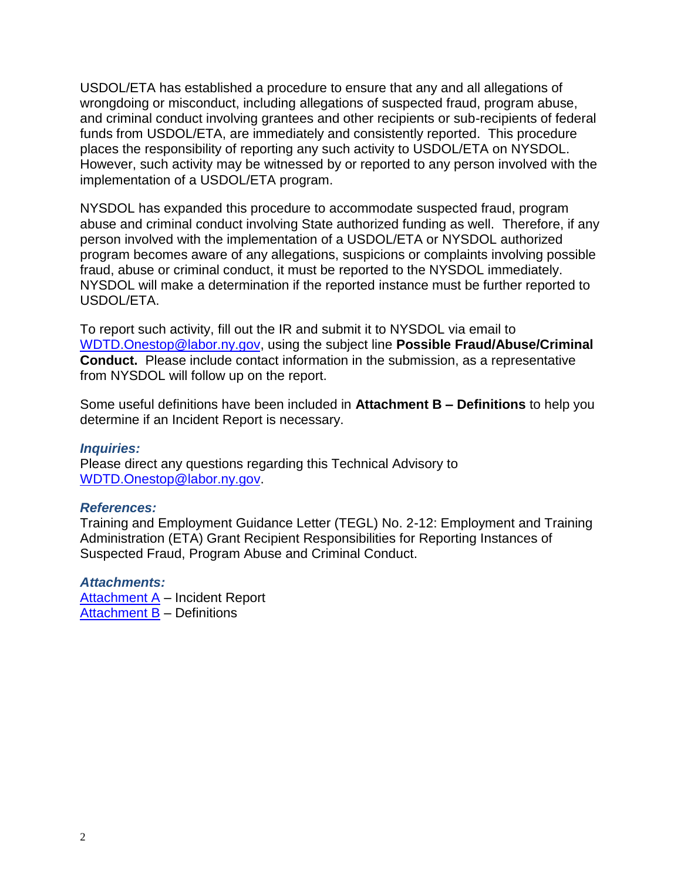USDOL/ETA has established a procedure to ensure that any and all allegations of wrongdoing or misconduct, including allegations of suspected fraud, program abuse, and criminal conduct involving grantees and other recipients or sub-recipients of federal funds from USDOL/ETA, are immediately and consistently reported. This procedure places the responsibility of reporting any such activity to USDOL/ETA on NYSDOL. However, such activity may be witnessed by or reported to any person involved with the implementation of a USDOL/ETA program.

NYSDOL has expanded this procedure to accommodate suspected fraud, program abuse and criminal conduct involving State authorized funding as well. Therefore, if any person involved with the implementation of a USDOL/ETA or NYSDOL authorized program becomes aware of any allegations, suspicions or complaints involving possible fraud, abuse or criminal conduct, it must be reported to the NYSDOL immediately. NYSDOL will make a determination if the reported instance must be further reported to USDOL/ETA.

To report such activity, fill out the IR and submit it to NYSDOL via email to [WDTD.Onestop@labor.ny.gov](mailto:WDTD.Onestop@labor.ny.gov), using the subject line **Possible Fraud/Abuse/Criminal Conduct.** Please include contact information in the submission, as a representative from NYSDOL will follow up on the report.

Some useful definitions have been included in **Attachment B – Definitions** to help you determine if an Incident Report is necessary.

### *Inquiries:*

Please direct any questions regarding this Technical Advisory to [WDTD.Onestop@labor.ny.gov](mailto:WDTD.Onestop@labor.ny.gov).

### *References:*

Training and Employment Guidance Letter (TEGL) No. 2-12: Employment and Training Administration (ETA) Grant Recipient Responsibilities for Reporting Instances of Suspected Fraud, Program Abuse and Criminal Conduct.

### *Attachments:*

Attachment A – Incident Report
Attachment B – Definitions